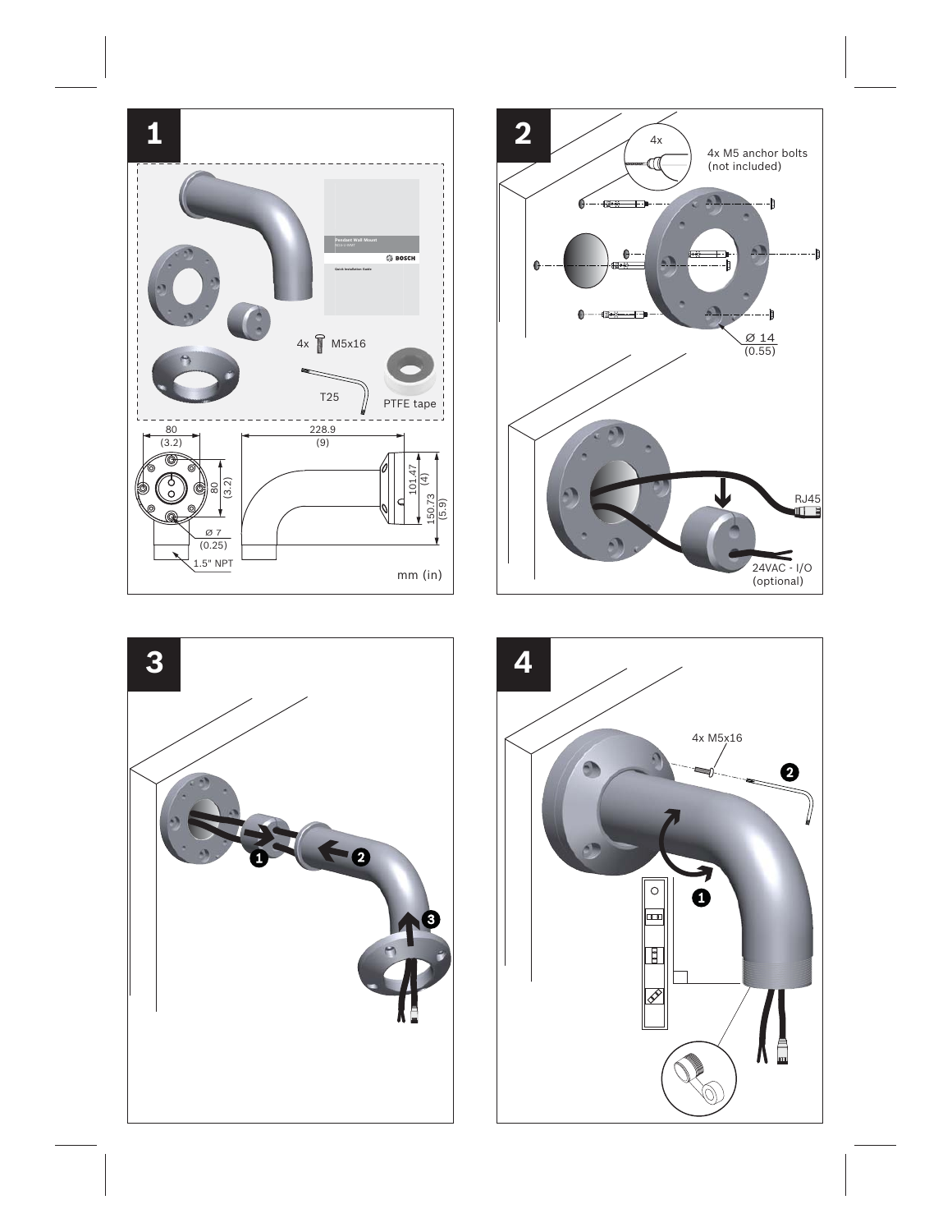## 1

4x M5x16

T25

PTFE tape

80 (3.2)

228.9 (9)

80 (3.2)

101.47 (4)

150.73 (5.9)

Ø 7 (0.25)

1.5" NPT

mm (in)

## 2

4x

4x M5 anchor bolts (not included)

Ø 14 (0.55)

RJ45

24VAC - I/O (optional)

## 3

## 4

4x M5x16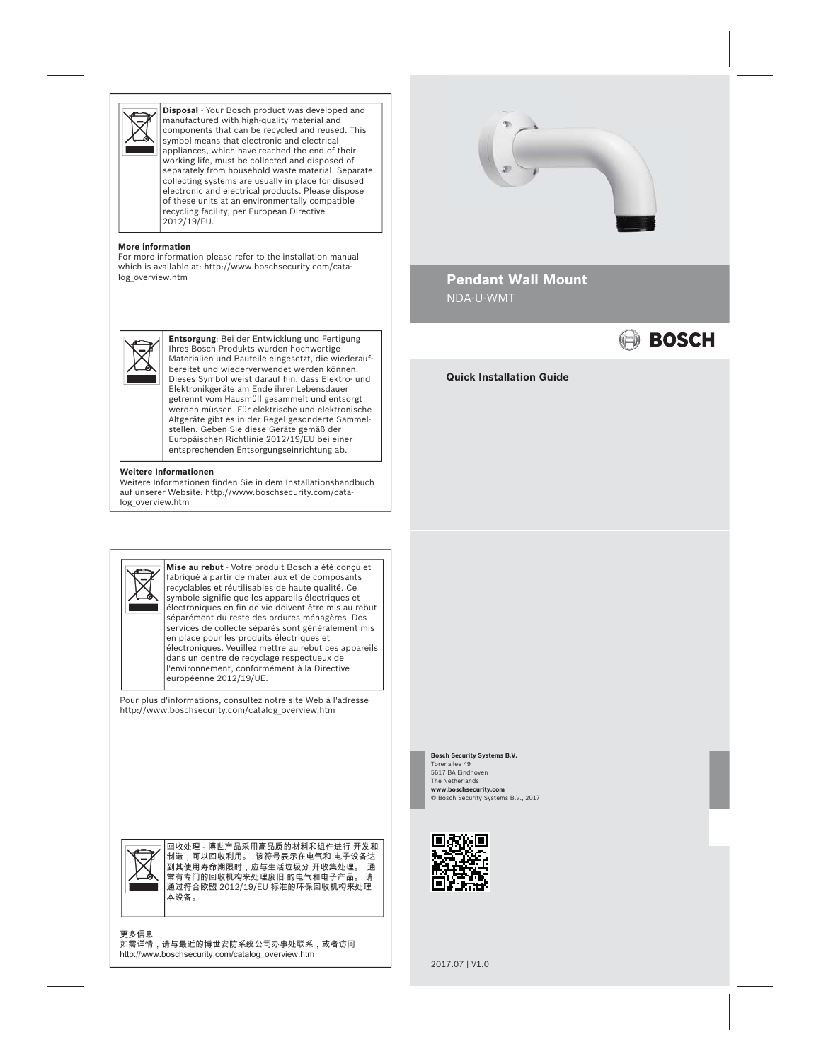**Disposal** - Your Bosch product was developed and manufactured with high-quality material and components that can be recycled and reused. This symbol means that electronic and electrical appliances, which have reached the end of their working life, must be collected and disposed of separately from household waste material. Separate collecting systems are usually in place for disused electronic and electrical products. Please dispose of these units at an environmentally compatible recycling facility, per European Directive 2012/19/EU.

**More information**
For more information please refer to the installation manual which is available at: http://www.boschsecurity.com/catalog_overview.htm

**Entsorgung**: Bei der Entwicklung und Fertigung Ihres Bosch Produkts wurden hochwertige Materialien und Bauteile eingesetzt, die wiederaufbereitet und wiederverwendet werden können. Dieses Symbol weist darauf hin, dass Elektro- und Elektronikgeräte am Ende ihrer Lebensdauer getrennt vom Hausmüll gesammelt und entsorgt werden müssen. Für elektrische und elektronische Altgeräte gibt es in der Regel gesonderte Sammelstellen. Geben Sie diese Geräte gemäß der Europäischen Richtlinie 2012/19/EU bei einer entsprechenden Entsorgungseinrichtung ab.

**Weitere Informationen**
Weitere Informationen finden Sie in dem Installationshandbuch auf unserer Website: http://www.boschsecurity.com/catalog_overview.htm

**Mise au rebut** - Votre produit Bosch a été conçu et fabriqué à partir de matériaux et de composants recyclables et réutilisables de haute qualité. Ce symbole signifie que les appareils électriques et électroniques en fin de vie doivent être mis au rebut séparément du reste des ordures ménagères. Des services de collecte séparés sont généralement mis en place pour les produits électriques et électroniques. Veuillez mettre au rebut ces appareils dans un centre de recyclage respectueux de l'environnement, conformément à la Directive européenne 2012/19/UE.

Pour plus d'informations, consultez notre site Web à l'adresse http://www.boschsecurity.com/catalog_overview.htm

回收处理 - 博世产品采用高品质的材料和组件进行 开发和制造，可以回收利用。 该符号表示在电气和 电子设备达到其使用寿命期限时，应与生活垃圾分 开收集处理。 通常有专门的回收机构来处理废旧 的电气和电子产品。 请通过符合欧盟 2012/19/EU 标准的环保回收机构来处理本设备。

更多信息
如需详情，请与最近的博世安防系统公司办事处联系，或者访问 http://www.boschsecurity.com/catalog_overview.htm

# Pendant Wall Mount

NDA-U-WMT

BOSCH

**Quick Installation Guide**

**Bosch Security Systems B.V.**
Torenallee 49
5617 BA Eindhoven
The Netherlands
**www.boschsecurity.com**
© Bosch Security Systems B.V., 2017

2017.07 | V1.0